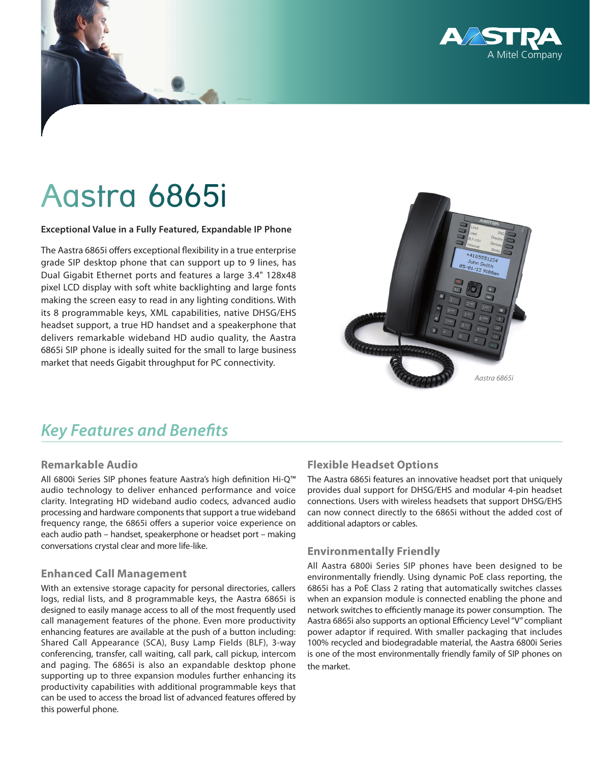# Aastra 6865i

**Exceptional Value in a Fully Featured, Expandable IP Phone**

The Aastra 6865i offers exceptional flexibility in a true enterprise grade SIP desktop phone that can support up to 9 lines, has Dual Gigabit Ethernet ports and features a large 3.4" 128x48 pixel LCD display with soft white backlighting and large fonts making the screen easy to read in any lighting conditions. With its 8 programmable keys, XML capabilities, native DHSG/EHS headset support, a true HD handset and a speakerphone that delivers remarkable wideband HD audio quality, the Aastra 6865i SIP phone is ideally suited for the small to large business market that needs Gigabit throughput for PC connectivity.

*Aastra 6865i*

## *Key Features and Benefits*

### Remarkable Audio

All 6800i Series SIP phones feature Aastra's high definition Hi-Q™ audio technology to deliver enhanced performance and voice clarity. Integrating HD wideband audio codecs, advanced audio processing and hardware components that support a true wideband frequency range, the 6865i offers a superior voice experience on each audio path – handset, speakerphone or headset port – making conversations crystal clear and more life-like.

### Enhanced Call Management

With an extensive storage capacity for personal directories, callers logs, redial lists, and 8 programmable keys, the Aastra 6865i is designed to easily manage access to all of the most frequently used call management features of the phone. Even more productivity enhancing features are available at the push of a button including: Shared Call Appearance (SCA), Busy Lamp Fields (BLF), 3-way conferencing, transfer, call waiting, call park, call pickup, intercom and paging. The 6865i is also an expandable desktop phone supporting up to three expansion modules further enhancing its productivity capabilities with additional programmable keys that can be used to access the broad list of advanced features offered by this powerful phone.

### Flexible Headset Options

The Aastra 6865i features an innovative headset port that uniquely provides dual support for DHSG/EHS and modular 4-pin headset connections. Users with wireless headsets that support DHSG/EHS can now connect directly to the 6865i without the added cost of additional adaptors or cables.

### Environmentally Friendly

All Aastra 6800i Series SIP phones have been designed to be environmentally friendly. Using dynamic PoE class reporting, the 6865i has a PoE Class 2 rating that automatically switches classes when an expansion module is connected enabling the phone and network switches to efficiently manage its power consumption. The Aastra 6865i also supports an optional Efficiency Level "V" compliant power adaptor if required. With smaller packaging that includes 100% recycled and biodegradable material, the Aastra 6800i Series is one of the most environmentally friendly family of SIP phones on the market.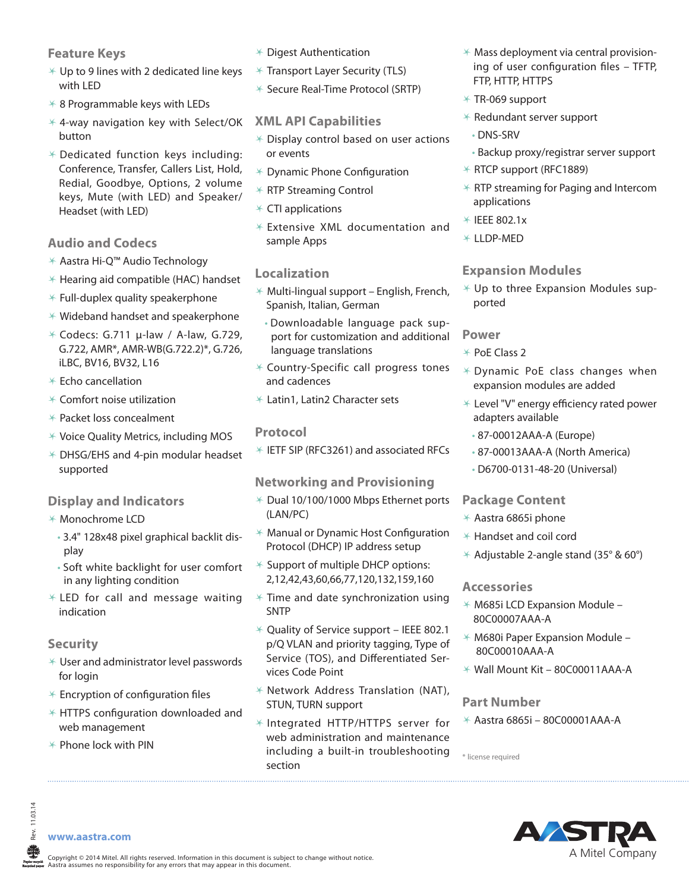## Feature Keys

- Up to 9 lines with 2 dedicated line keys with LED
- 8 Programmable keys with LEDs
- 4-way navigation key with Select/OK button
- Dedicated function keys including: Conference, Transfer, Callers List, Hold, Redial, Goodbye, Options, 2 volume keys, Mute (with LED) and Speaker/Headset (with LED)

## Audio and Codecs

- Aastra Hi-Q™ Audio Technology
- Hearing aid compatible (HAC) handset
- Full-duplex quality speakerphone
- Wideband handset and speakerphone
- Codecs: G.711 µ-law / A-law, G.729, G.722, AMR*, AMR-WB(G.722.2)*, G.726, iLBC, BV16, BV32, L16
- Echo cancellation
- Comfort noise utilization
- Packet loss concealment
- Voice Quality Metrics, including MOS
- DHSG/EHS and 4-pin modular headset supported

## Display and Indicators

- Monochrome LCD
  - 3.4" 128x48 pixel graphical backlit display
  - Soft white backlight for user comfort in any lighting condition
- LED for call and message waiting indication

## Security

- User and administrator level passwords for login
- Encryption of configuration files
- HTTPS configuration downloaded and web management
- Phone lock with PIN
- Digest Authentication
- Transport Layer Security (TLS)
- Secure Real-Time Protocol (SRTP)

## XML API Capabilities

- Display control based on user actions or events
- Dynamic Phone Configuration
- RTP Streaming Control
- CTI applications
- Extensive XML documentation and sample Apps

## Localization

- Multi-lingual support – English, French, Spanish, Italian, German
  - Downloadable language pack support for customization and additional language translations
- Country-Specific call progress tones and cadences
- Latin1, Latin2 Character sets

## Protocol

- IETF SIP (RFC3261) and associated RFCs

## Networking and Provisioning

- Dual 10/100/1000 Mbps Ethernet ports (LAN/PC)
- Manual or Dynamic Host Configuration Protocol (DHCP) IP address setup
- Support of multiple DHCP options: 2,12,42,43,60,66,77,120,132,159,160
- Time and date synchronization using SNTP
- Quality of Service support – IEEE 802.1 p/Q VLAN and priority tagging, Type of Service (TOS), and Differentiated Services Code Point
- Network Address Translation (NAT), STUN, TURN support
- Integrated HTTP/HTTPS server for web administration and maintenance including a built-in troubleshooting section
- Mass deployment via central provisioning of user configuration files – TFTP, FTP, HTTP, HTTPS
- TR-069 support
- Redundant server support
  - DNS-SRV
  - Backup proxy/registrar server support
- RTCP support (RFC1889)
- RTP streaming for Paging and Intercom applications
- IEEE 802.1x
- LLDP-MED

## Expansion Modules

- Up to three Expansion Modules supported

## Power

- PoE Class 2
- Dynamic PoE class changes when expansion modules are added
- Level "V" energy efficiency rated power adapters available
  - 87-00012AAA-A (Europe)
  - 87-00013AAA-A (North America)
  - D6700-0131-48-20 (Universal)

## Package Content

- Aastra 6865i phone
- Handset and coil cord
- Adjustable 2-angle stand (35° & 60°)

## Accessories

- M685i LCD Expansion Module – 80C00007AAA-A
- M680i Paper Expansion Module – 80C00010AAA-A
- Wall Mount Kit – 80C00011AAA-A

## Part Number

- Aastra 6865i – 80C00001AAA-A

\* license required

Rev. 11.03.14

www.aastra.com

Copyright © 2014 Mitel. All rights reserved. Information in this document is subject to change without notice. Aastra assumes no responsibility for any errors that may appear in this document.

AASTRA A Mitel Company